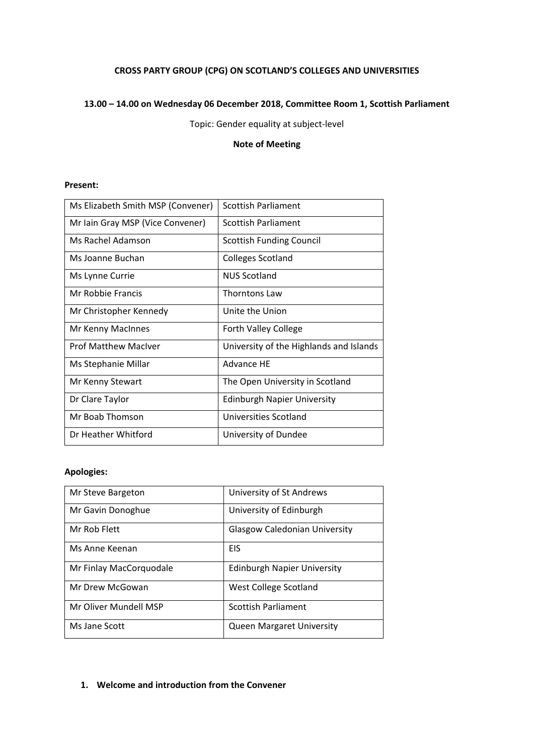# CROSS PARTY GROUP (CPG) ON SCOTLAND'S COLLEGES AND UNIVERSITIES

## 13.00 – 14.00 on Wednesday 06 December 2018, Committee Room 1, Scottish Parliament

Topic: Gender equality at subject-level

**Note of Meeting**

**Present:**

| | |
|---|---|
| Ms Elizabeth Smith MSP (Convener) | Scottish Parliament |
| Mr Iain Gray MSP (Vice Convener) | Scottish Parliament |
| Ms Rachel Adamson | Scottish Funding Council |
| Ms Joanne Buchan | Colleges Scotland |
| Ms Lynne Currie | NUS Scotland |
| Mr Robbie Francis | Thorntons Law |
| Mr Christopher Kennedy | Unite the Union |
| Mr Kenny MacInnes | Forth Valley College |
| Prof Matthew MacIver | University of the Highlands and Islands |
| Ms Stephanie Millar | Advance HE |
| Mr Kenny Stewart | The Open University in Scotland |
| Dr Clare Taylor | Edinburgh Napier University |
| Mr Boab Thomson | Universities Scotland |
| Dr Heather Whitford | University of Dundee |

**Apologies:**

| | |
|---|---|
| Mr Steve Bargeton | University of St Andrews |
| Mr Gavin Donoghue | University of Edinburgh |
| Mr Rob Flett | Glasgow Caledonian University |
| Ms Anne Keenan | EIS |
| Mr Finlay MacCorquodale | Edinburgh Napier University |
| Mr Drew McGowan | West College Scotland |
| Mr Oliver Mundell MSP | Scottish Parliament |
| Ms Jane Scott | Queen Margaret University |

1. **Welcome and introduction from the Convener**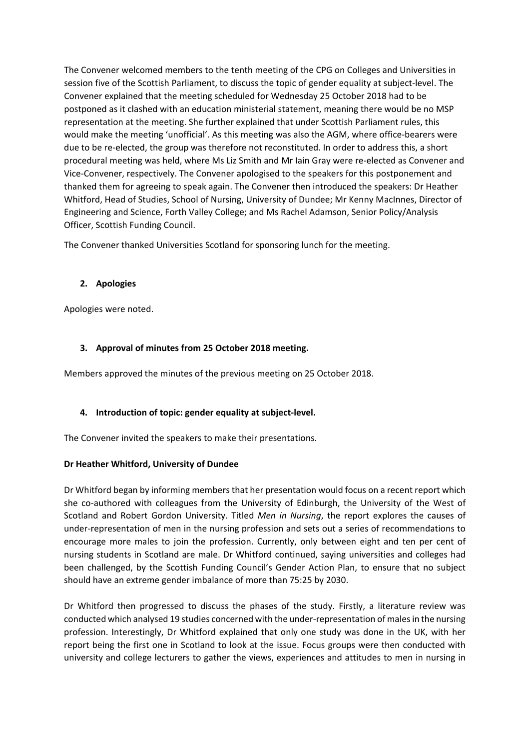The Convener welcomed members to the tenth meeting of the CPG on Colleges and Universities in session five of the Scottish Parliament, to discuss the topic of gender equality at subject-level. The Convener explained that the meeting scheduled for Wednesday 25 October 2018 had to be postponed as it clashed with an education ministerial statement, meaning there would be no MSP representation at the meeting. She further explained that under Scottish Parliament rules, this would make the meeting 'unofficial'. As this meeting was also the AGM, where office-bearers were due to be re-elected, the group was therefore not reconstituted. In order to address this, a short procedural meeting was held, where Ms Liz Smith and Mr Iain Gray were re-elected as Convener and Vice-Convener, respectively. The Convener apologised to the speakers for this postponement and thanked them for agreeing to speak again. The Convener then introduced the speakers: Dr Heather Whitford, Head of Studies, School of Nursing, University of Dundee; Mr Kenny MacInnes, Director of Engineering and Science, Forth Valley College; and Ms Rachel Adamson, Senior Policy/Analysis Officer, Scottish Funding Council.

The Convener thanked Universities Scotland for sponsoring lunch for the meeting.

## 2. Apologies

Apologies were noted.

## 3. Approval of minutes from 25 October 2018 meeting.

Members approved the minutes of the previous meeting on 25 October 2018.

## 4. Introduction of topic: gender equality at subject-level.

The Convener invited the speakers to make their presentations.

**Dr Heather Whitford, University of Dundee**

Dr Whitford began by informing members that her presentation would focus on a recent report which she co-authored with colleagues from the University of Edinburgh, the University of the West of Scotland and Robert Gordon University. Titled *Men in Nursing*, the report explores the causes of under-representation of men in the nursing profession and sets out a series of recommendations to encourage more males to join the profession. Currently, only between eight and ten per cent of nursing students in Scotland are male. Dr Whitford continued, saying universities and colleges had been challenged, by the Scottish Funding Council's Gender Action Plan, to ensure that no subject should have an extreme gender imbalance of more than 75:25 by 2030.

Dr Whitford then progressed to discuss the phases of the study. Firstly, a literature review was conducted which analysed 19 studies concerned with the under-representation of males in the nursing profession. Interestingly, Dr Whitford explained that only one study was done in the UK, with her report being the first one in Scotland to look at the issue. Focus groups were then conducted with university and college lecturers to gather the views, experiences and attitudes to men in nursing in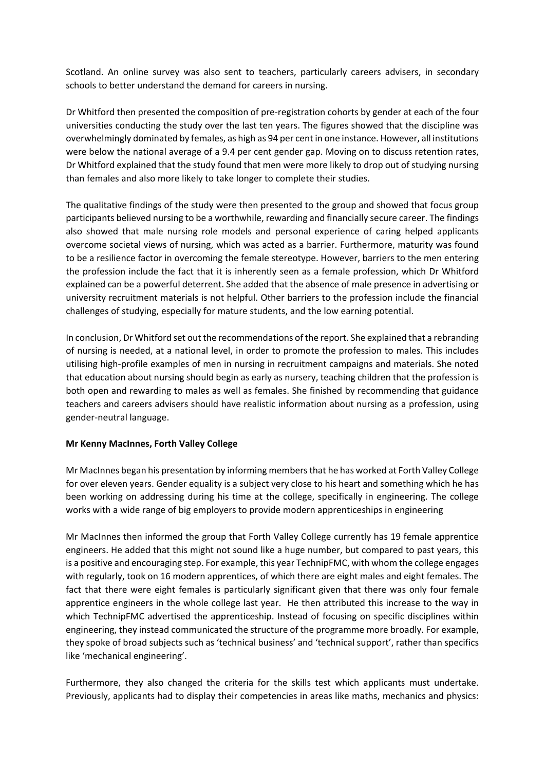Scotland. An online survey was also sent to teachers, particularly careers advisers, in secondary schools to better understand the demand for careers in nursing.

Dr Whitford then presented the composition of pre-registration cohorts by gender at each of the four universities conducting the study over the last ten years. The figures showed that the discipline was overwhelmingly dominated by females, as high as 94 per cent in one instance. However, all institutions were below the national average of a 9.4 per cent gender gap. Moving on to discuss retention rates, Dr Whitford explained that the study found that men were more likely to drop out of studying nursing than females and also more likely to take longer to complete their studies.

The qualitative findings of the study were then presented to the group and showed that focus group participants believed nursing to be a worthwhile, rewarding and financially secure career. The findings also showed that male nursing role models and personal experience of caring helped applicants overcome societal views of nursing, which was acted as a barrier. Furthermore, maturity was found to be a resilience factor in overcoming the female stereotype. However, barriers to the men entering the profession include the fact that it is inherently seen as a female profession, which Dr Whitford explained can be a powerful deterrent. She added that the absence of male presence in advertising or university recruitment materials is not helpful. Other barriers to the profession include the financial challenges of studying, especially for mature students, and the low earning potential.

In conclusion, Dr Whitford set out the recommendations of the report. She explained that a rebranding of nursing is needed, at a national level, in order to promote the profession to males. This includes utilising high-profile examples of men in nursing in recruitment campaigns and materials. She noted that education about nursing should begin as early as nursery, teaching children that the profession is both open and rewarding to males as well as females. She finished by recommending that guidance teachers and careers advisers should have realistic information about nursing as a profession, using gender-neutral language.

**Mr Kenny MacInnes, Forth Valley College**

Mr MacInnes began his presentation by informing members that he has worked at Forth Valley College for over eleven years. Gender equality is a subject very close to his heart and something which he has been working on addressing during his time at the college, specifically in engineering. The college works with a wide range of big employers to provide modern apprenticeships in engineering

Mr MacInnes then informed the group that Forth Valley College currently has 19 female apprentice engineers. He added that this might not sound like a huge number, but compared to past years, this is a positive and encouraging step. For example, this year TechnipFMC, with whom the college engages with regularly, took on 16 modern apprentices, of which there are eight males and eight females. The fact that there were eight females is particularly significant given that there was only four female apprentice engineers in the whole college last year. He then attributed this increase to the way in which TechnipFMC advertised the apprenticeship. Instead of focusing on specific disciplines within engineering, they instead communicated the structure of the programme more broadly. For example, they spoke of broad subjects such as 'technical business' and 'technical support', rather than specifics like 'mechanical engineering'.

Furthermore, they also changed the criteria for the skills test which applicants must undertake. Previously, applicants had to display their competencies in areas like maths, mechanics and physics: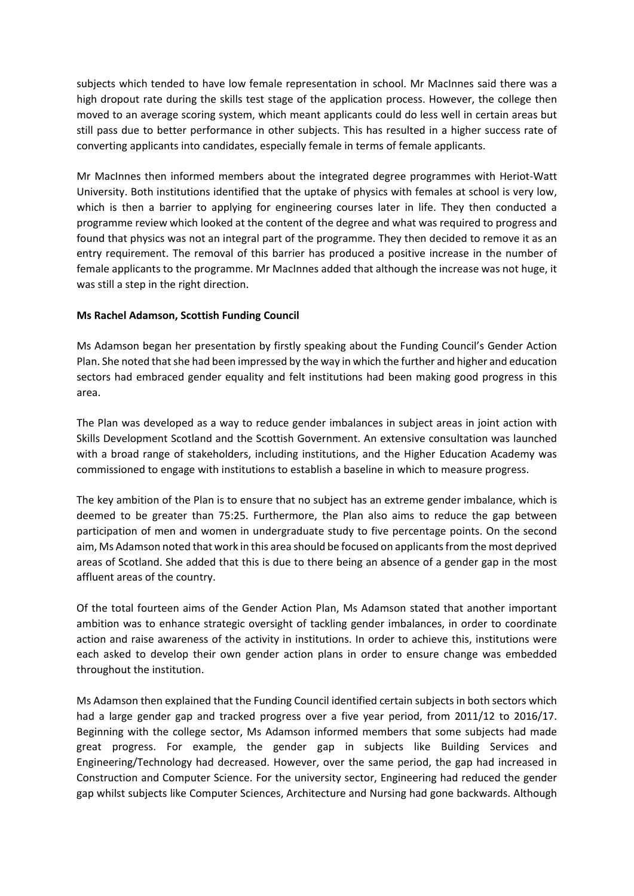subjects which tended to have low female representation in school. Mr MacInnes said there was a high dropout rate during the skills test stage of the application process. However, the college then moved to an average scoring system, which meant applicants could do less well in certain areas but still pass due to better performance in other subjects. This has resulted in a higher success rate of converting applicants into candidates, especially female in terms of female applicants.

Mr MacInnes then informed members about the integrated degree programmes with Heriot-Watt University. Both institutions identified that the uptake of physics with females at school is very low, which is then a barrier to applying for engineering courses later in life. They then conducted a programme review which looked at the content of the degree and what was required to progress and found that physics was not an integral part of the programme. They then decided to remove it as an entry requirement. The removal of this barrier has produced a positive increase in the number of female applicants to the programme. Mr MacInnes added that although the increase was not huge, it was still a step in the right direction.

**Ms Rachel Adamson, Scottish Funding Council**

Ms Adamson began her presentation by firstly speaking about the Funding Council's Gender Action Plan. She noted that she had been impressed by the way in which the further and higher and education sectors had embraced gender equality and felt institutions had been making good progress in this area.

The Plan was developed as a way to reduce gender imbalances in subject areas in joint action with Skills Development Scotland and the Scottish Government. An extensive consultation was launched with a broad range of stakeholders, including institutions, and the Higher Education Academy was commissioned to engage with institutions to establish a baseline in which to measure progress.

The key ambition of the Plan is to ensure that no subject has an extreme gender imbalance, which is deemed to be greater than 75:25. Furthermore, the Plan also aims to reduce the gap between participation of men and women in undergraduate study to five percentage points. On the second aim, Ms Adamson noted that work in this area should be focused on applicants from the most deprived areas of Scotland. She added that this is due to there being an absence of a gender gap in the most affluent areas of the country.

Of the total fourteen aims of the Gender Action Plan, Ms Adamson stated that another important ambition was to enhance strategic oversight of tackling gender imbalances, in order to coordinate action and raise awareness of the activity in institutions. In order to achieve this, institutions were each asked to develop their own gender action plans in order to ensure change was embedded throughout the institution.

Ms Adamson then explained that the Funding Council identified certain subjects in both sectors which had a large gender gap and tracked progress over a five year period, from 2011/12 to 2016/17. Beginning with the college sector, Ms Adamson informed members that some subjects had made great progress. For example, the gender gap in subjects like Building Services and Engineering/Technology had decreased. However, over the same period, the gap had increased in Construction and Computer Science. For the university sector, Engineering had reduced the gender gap whilst subjects like Computer Sciences, Architecture and Nursing had gone backwards. Although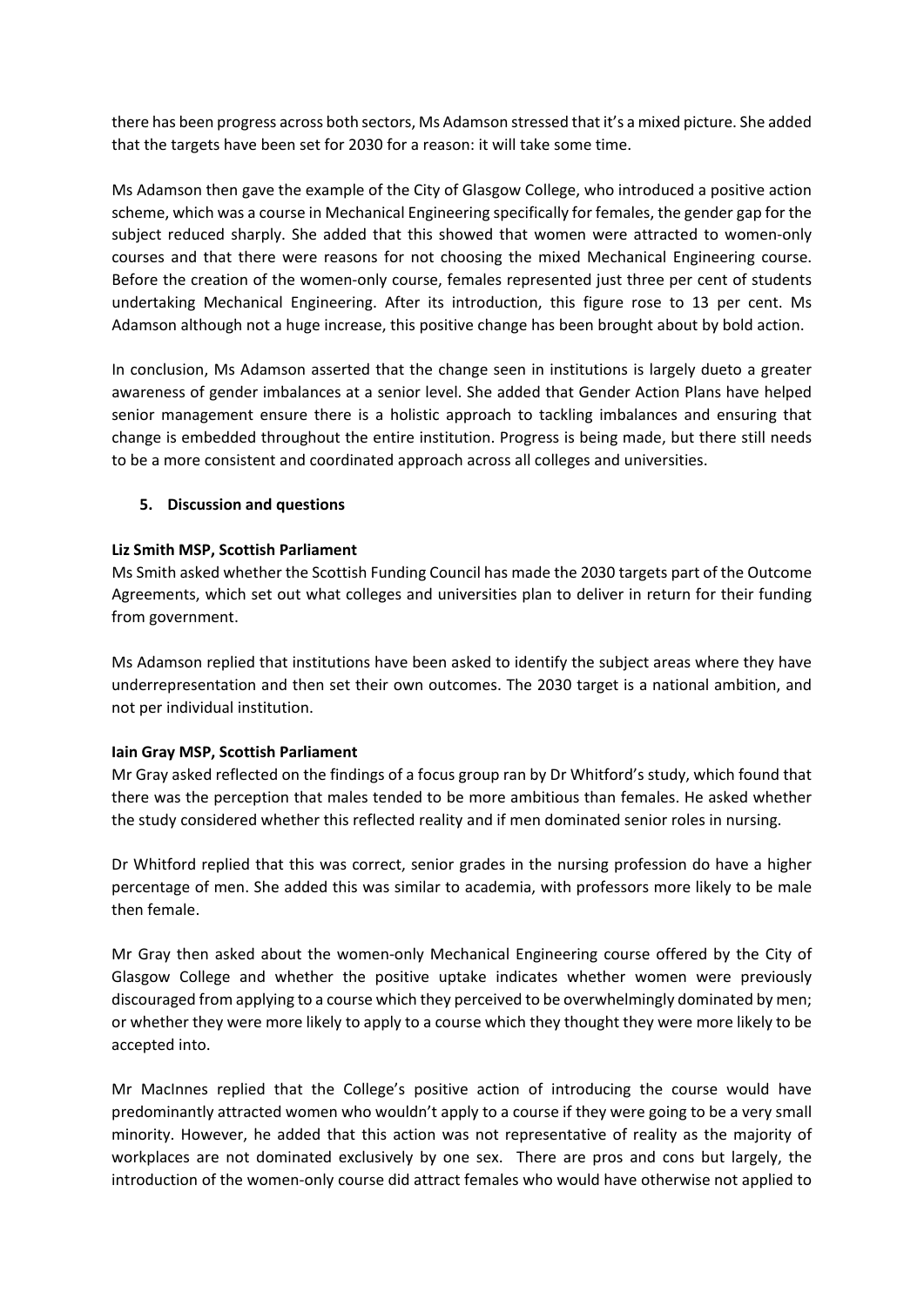there has been progress across both sectors, Ms Adamson stressed that it's a mixed picture. She added that the targets have been set for 2030 for a reason: it will take some time.

Ms Adamson then gave the example of the City of Glasgow College, who introduced a positive action scheme, which was a course in Mechanical Engineering specifically for females, the gender gap for the subject reduced sharply. She added that this showed that women were attracted to women-only courses and that there were reasons for not choosing the mixed Mechanical Engineering course. Before the creation of the women-only course, females represented just three per cent of students undertaking Mechanical Engineering. After its introduction, this figure rose to 13 per cent. Ms Adamson although not a huge increase, this positive change has been brought about by bold action.

In conclusion, Ms Adamson asserted that the change seen in institutions is largely dueto a greater awareness of gender imbalances at a senior level. She added that Gender Action Plans have helped senior management ensure there is a holistic approach to tackling imbalances and ensuring that change is embedded throughout the entire institution. Progress is being made, but there still needs to be a more consistent and coordinated approach across all colleges and universities.

## 5. Discussion and questions

**Liz Smith MSP, Scottish Parliament**

Ms Smith asked whether the Scottish Funding Council has made the 2030 targets part of the Outcome Agreements, which set out what colleges and universities plan to deliver in return for their funding from government.

Ms Adamson replied that institutions have been asked to identify the subject areas where they have underrepresentation and then set their own outcomes. The 2030 target is a national ambition, and not per individual institution.

**Iain Gray MSP, Scottish Parliament**

Mr Gray asked reflected on the findings of a focus group ran by Dr Whitford's study, which found that there was the perception that males tended to be more ambitious than females. He asked whether the study considered whether this reflected reality and if men dominated senior roles in nursing.

Dr Whitford replied that this was correct, senior grades in the nursing profession do have a higher percentage of men. She added this was similar to academia, with professors more likely to be male then female.

Mr Gray then asked about the women-only Mechanical Engineering course offered by the City of Glasgow College and whether the positive uptake indicates whether women were previously discouraged from applying to a course which they perceived to be overwhelmingly dominated by men; or whether they were more likely to apply to a course which they thought they were more likely to be accepted into.

Mr MacInnes replied that the College's positive action of introducing the course would have predominantly attracted women who wouldn't apply to a course if they were going to be a very small minority. However, he added that this action was not representative of reality as the majority of workplaces are not dominated exclusively by one sex. There are pros and cons but largely, the introduction of the women-only course did attract females who would have otherwise not applied to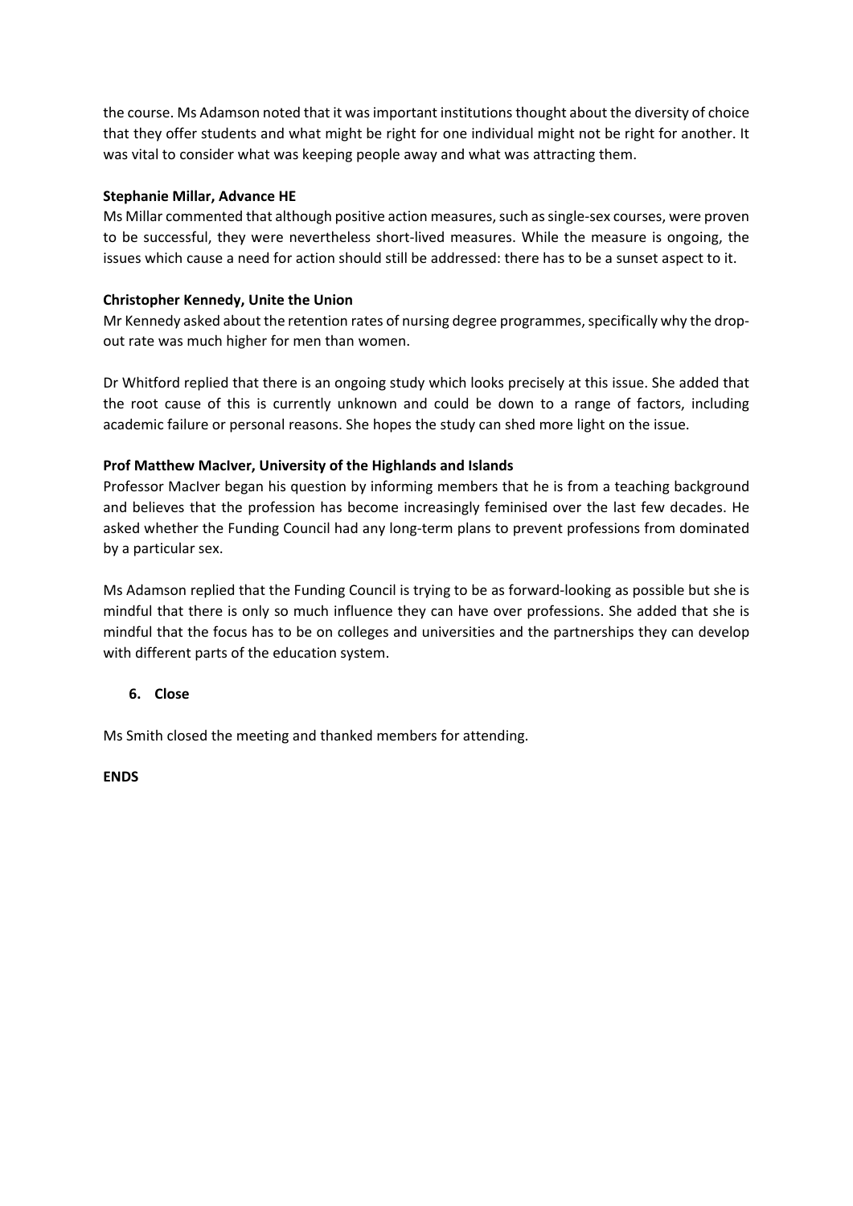the course. Ms Adamson noted that it was important institutions thought about the diversity of choice that they offer students and what might be right for one individual might not be right for another. It was vital to consider what was keeping people away and what was attracting them.

**Stephanie Millar, Advance HE**

Ms Millar commented that although positive action measures, such as single-sex courses, were proven to be successful, they were nevertheless short-lived measures. While the measure is ongoing, the issues which cause a need for action should still be addressed: there has to be a sunset aspect to it.

**Christopher Kennedy, Unite the Union**

Mr Kennedy asked about the retention rates of nursing degree programmes, specifically why the drop-out rate was much higher for men than women.

Dr Whitford replied that there is an ongoing study which looks precisely at this issue. She added that the root cause of this is currently unknown and could be down to a range of factors, including academic failure or personal reasons. She hopes the study can shed more light on the issue.

**Prof Matthew MacIver, University of the Highlands and Islands**

Professor MacIver began his question by informing members that he is from a teaching background and believes that the profession has become increasingly feminised over the last few decades. He asked whether the Funding Council had any long-term plans to prevent professions from dominated by a particular sex.

Ms Adamson replied that the Funding Council is trying to be as forward-looking as possible but she is mindful that there is only so much influence they can have over professions. She added that she is mindful that the focus has to be on colleges and universities and the partnerships they can develop with different parts of the education system.

6. **Close**

Ms Smith closed the meeting and thanked members for attending.

**ENDS**